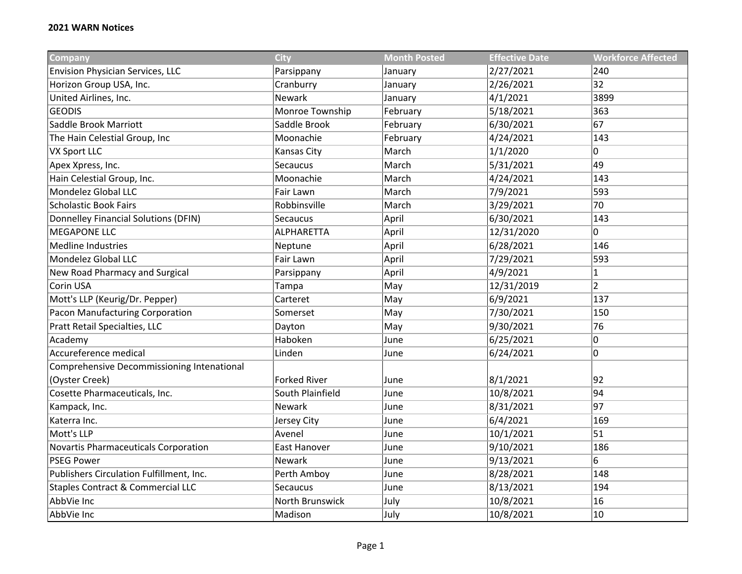**2021 WARN Notices**

| Company | City | Month Posted | Effective Date | Workforce Affected |
|---|---|---|---|---|
| Envision Physician Services, LLC | Parsippany | January | 2/27/2021 | 240 |
| Horizon Group USA, Inc. | Cranburry | January | 2/26/2021 | 32 |
| United Airlines, Inc. | Newark | January | 4/1/2021 | 3899 |
| GEODIS | Monroe Township | February | 5/18/2021 | 363 |
| Saddle Brook Marriott | Saddle Brook | February | 6/30/2021 | 67 |
| The Hain Celestial Group, Inc | Moonachie | February | 4/24/2021 | 143 |
| VX Sport LLC | Kansas City | March | 1/1/2020 | 0 |
| Apex Xpress, Inc. | Secaucus | March | 5/31/2021 | 49 |
| Hain Celestial Group, Inc. | Moonachie | March | 4/24/2021 | 143 |
| Mondelez Global LLC | Fair Lawn | March | 7/9/2021 | 593 |
| Scholastic Book Fairs | Robbinsville | March | 3/29/2021 | 70 |
| Donnelley Financial Solutions (DFIN) | Secaucus | April | 6/30/2021 | 143 |
| MEGAPONE LLC | ALPHARETTA | April | 12/31/2020 | 0 |
| Medline Industries | Neptune | April | 6/28/2021 | 146 |
| Mondelez Global LLC | Fair Lawn | April | 7/29/2021 | 593 |
| New Road Pharmacy and Surgical | Parsippany | April | 4/9/2021 | 1 |
| Corin USA | Tampa | May | 12/31/2019 | 2 |
| Mott's LLP (Keurig/Dr. Pepper) | Carteret | May | 6/9/2021 | 137 |
| Pacon Manufacturing Corporation | Somerset | May | 7/30/2021 | 150 |
| Pratt Retail Specialties, LLC | Dayton | May | 9/30/2021 | 76 |
| Academy | Haboken | June | 6/25/2021 | 0 |
| Accureference medical | Linden | June | 6/24/2021 | 0 |
| Comprehensive Decommissioning Intenational (Oyster Creek) | Forked River | June | 8/1/2021 | 92 |
| Cosette Pharmaceuticals, Inc. | South Plainfield | June | 10/8/2021 | 94 |
| Kampack, Inc. | Newark | June | 8/31/2021 | 97 |
| Katerra Inc. | Jersey City | June | 6/4/2021 | 169 |
| Mott's LLP | Avenel | June | 10/1/2021 | 51 |
| Novartis Pharmaceuticals Corporation | East Hanover | June | 9/10/2021 | 186 |
| PSEG Power | Newark | June | 9/13/2021 | 6 |
| Publishers Circulation Fulfillment, Inc. | Perth Amboy | June | 8/28/2021 | 148 |
| Staples Contract & Commercial LLC | Secaucus | June | 8/13/2021 | 194 |
| AbbVie Inc | North Brunswick | July | 10/8/2021 | 16 |
| AbbVie Inc | Madison | July | 10/8/2021 | 10 |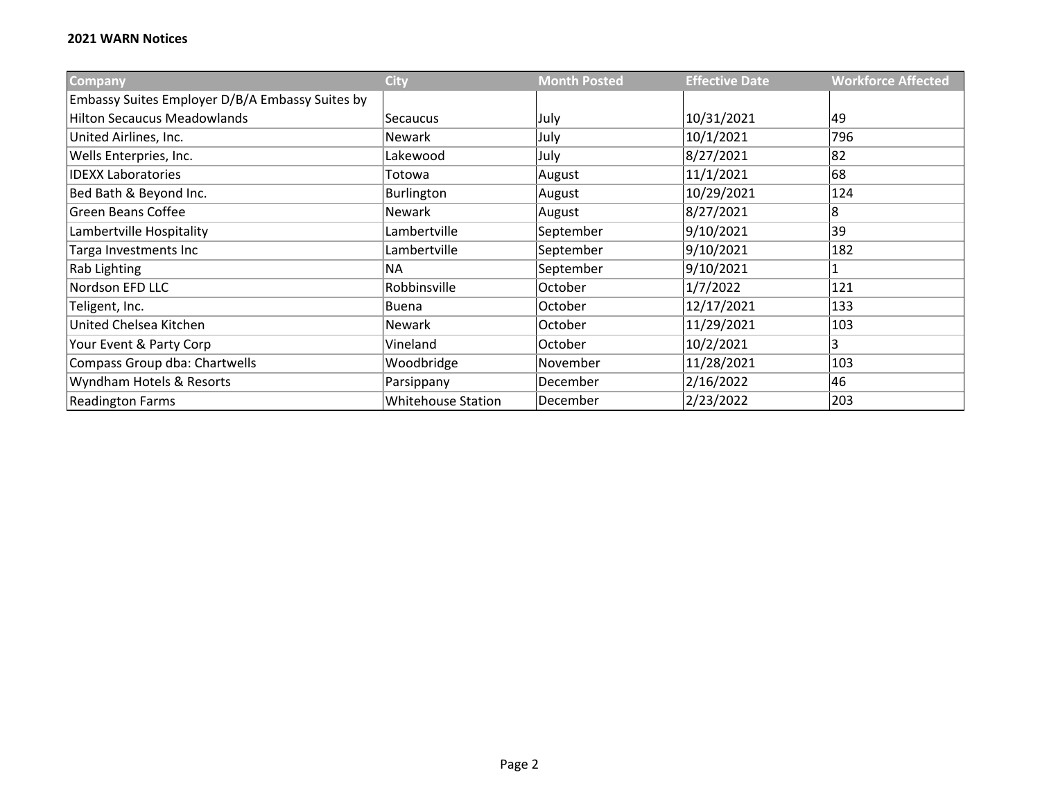**2021 WARN Notices**

| Company | City | Month Posted | Effective Date | Workforce Affected |
|---|---|---|---|---|
| Embassy Suites Employer D/B/A Embassy Suites by Hilton Secaucus Meadowlands | Secaucus | July | 10/31/2021 | 49 |
| United Airlines, Inc. | Newark | July | 10/1/2021 | 796 |
| Wells Enterprises, Inc. | Lakewood | July | 8/27/2021 | 82 |
| IDEXX Laboratories | Totowa | August | 11/1/2021 | 68 |
| Bed Bath & Beyond Inc. | Burlington | August | 10/29/2021 | 124 |
| Green Beans Coffee | Newark | August | 8/27/2021 | 8 |
| Lambertville Hospitality | Lambertville | September | 9/10/2021 | 39 |
| Targa Investments Inc | Lambertville | September | 9/10/2021 | 182 |
| Rab Lighting | NA | September | 9/10/2021 | 1 |
| Nordson EFD LLC | Robbinsville | October | 1/7/2022 | 121 |
| Teligent, Inc. | Buena | October | 12/17/2021 | 133 |
| United Chelsea Kitchen | Newark | October | 11/29/2021 | 103 |
| Your Event & Party Corp | Vineland | October | 10/2/2021 | 3 |
| Compass Group dba: Chartwells | Woodbridge | November | 11/28/2021 | 103 |
| Wyndham Hotels & Resorts | Parsippany | December | 2/16/2022 | 46 |
| Readington Farms | Whitehouse Station | December | 2/23/2022 | 203 |